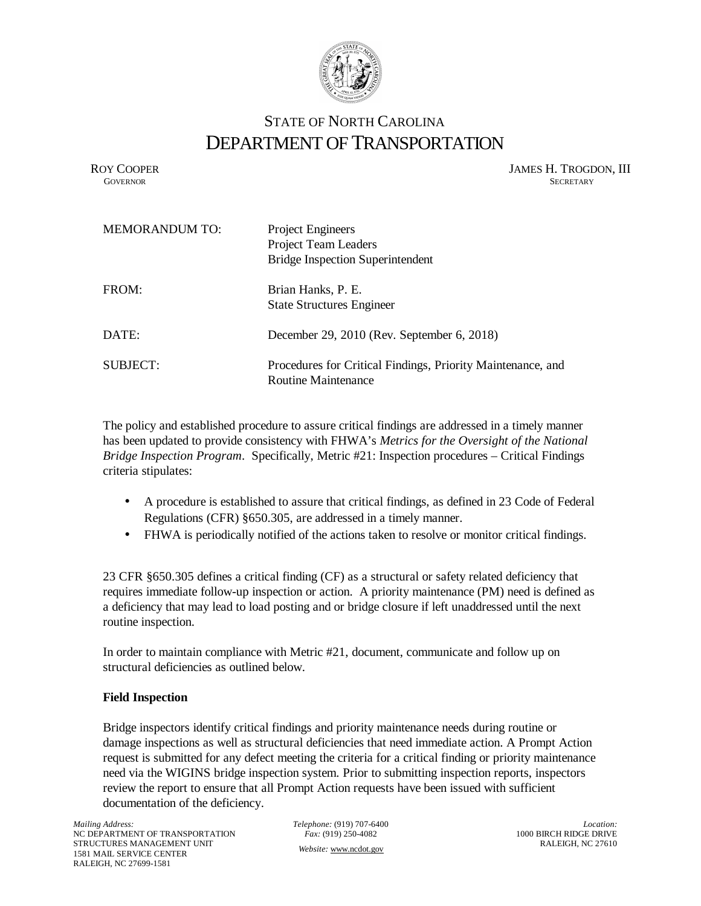# STATE OF NORTH CAROLINA
# DEPARTMENT OF TRANSPORTATION

ROY COOPER
GOVERNOR

JAMES H. TROGDON, III
SECRETARY

MEMORANDUM TO: Project Engineers
Project Team Leaders
Bridge Inspection Superintendent

FROM: Brian Hanks, P. E.
State Structures Engineer

DATE: December 29, 2010 (Rev. September 6, 2018)

SUBJECT: Procedures for Critical Findings, Priority Maintenance, and Routine Maintenance

The policy and established procedure to assure critical findings are addressed in a timely manner has been updated to provide consistency with FHWA's *Metrics for the Oversight of the National Bridge Inspection Program*. Specifically, Metric #21: Inspection procedures – Critical Findings criteria stipulates:

- A procedure is established to assure that critical findings, as defined in 23 Code of Federal Regulations (CFR) §650.305, are addressed in a timely manner.
- FHWA is periodically notified of the actions taken to resolve or monitor critical findings.

23 CFR §650.305 defines a critical finding (CF) as a structural or safety related deficiency that requires immediate follow-up inspection or action. A priority maintenance (PM) need is defined as a deficiency that may lead to load posting and or bridge closure if left unaddressed until the next routine inspection.

In order to maintain compliance with Metric #21, document, communicate and follow up on structural deficiencies as outlined below.

**Field Inspection**

Bridge inspectors identify critical findings and priority maintenance needs during routine or damage inspections as well as structural deficiencies that need immediate action. A Prompt Action request is submitted for any defect meeting the criteria for a critical finding or priority maintenance need via the WIGINS bridge inspection system. Prior to submitting inspection reports, inspectors review the report to ensure that all Prompt Action requests have been issued with sufficient documentation of the deficiency.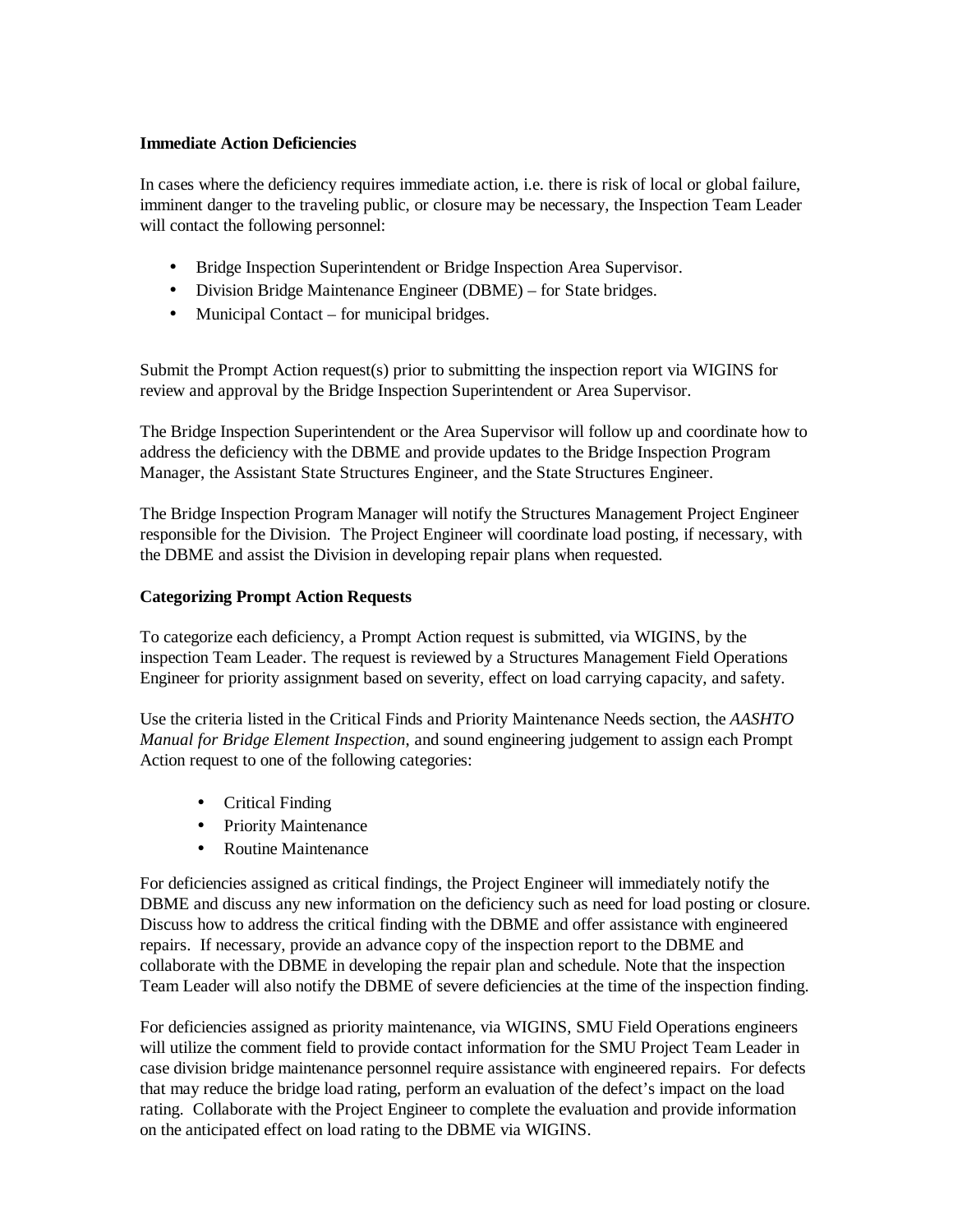**Immediate Action Deficiencies**

In cases where the deficiency requires immediate action, i.e. there is risk of local or global failure, imminent danger to the traveling public, or closure may be necessary, the Inspection Team Leader will contact the following personnel:

- Bridge Inspection Superintendent or Bridge Inspection Area Supervisor.
- Division Bridge Maintenance Engineer (DBME) – for State bridges.
- Municipal Contact – for municipal bridges.

Submit the Prompt Action request(s) prior to submitting the inspection report via WIGINS for review and approval by the Bridge Inspection Superintendent or Area Supervisor.

The Bridge Inspection Superintendent or the Area Supervisor will follow up and coordinate how to address the deficiency with the DBME and provide updates to the Bridge Inspection Program Manager, the Assistant State Structures Engineer, and the State Structures Engineer.

The Bridge Inspection Program Manager will notify the Structures Management Project Engineer responsible for the Division. The Project Engineer will coordinate load posting, if necessary, with the DBME and assist the Division in developing repair plans when requested.

**Categorizing Prompt Action Requests**

To categorize each deficiency, a Prompt Action request is submitted, via WIGINS, by the inspection Team Leader. The request is reviewed by a Structures Management Field Operations Engineer for priority assignment based on severity, effect on load carrying capacity, and safety.

Use the criteria listed in the Critical Finds and Priority Maintenance Needs section, the *AASHTO Manual for Bridge Element Inspection*, and sound engineering judgement to assign each Prompt Action request to one of the following categories:

- Critical Finding
- Priority Maintenance
- Routine Maintenance

For deficiencies assigned as critical findings, the Project Engineer will immediately notify the DBME and discuss any new information on the deficiency such as need for load posting or closure. Discuss how to address the critical finding with the DBME and offer assistance with engineered repairs. If necessary, provide an advance copy of the inspection report to the DBME and collaborate with the DBME in developing the repair plan and schedule. Note that the inspection Team Leader will also notify the DBME of severe deficiencies at the time of the inspection finding.

For deficiencies assigned as priority maintenance, via WIGINS, SMU Field Operations engineers will utilize the comment field to provide contact information for the SMU Project Team Leader in case division bridge maintenance personnel require assistance with engineered repairs. For defects that may reduce the bridge load rating, perform an evaluation of the defect's impact on the load rating. Collaborate with the Project Engineer to complete the evaluation and provide information on the anticipated effect on load rating to the DBME via WIGINS.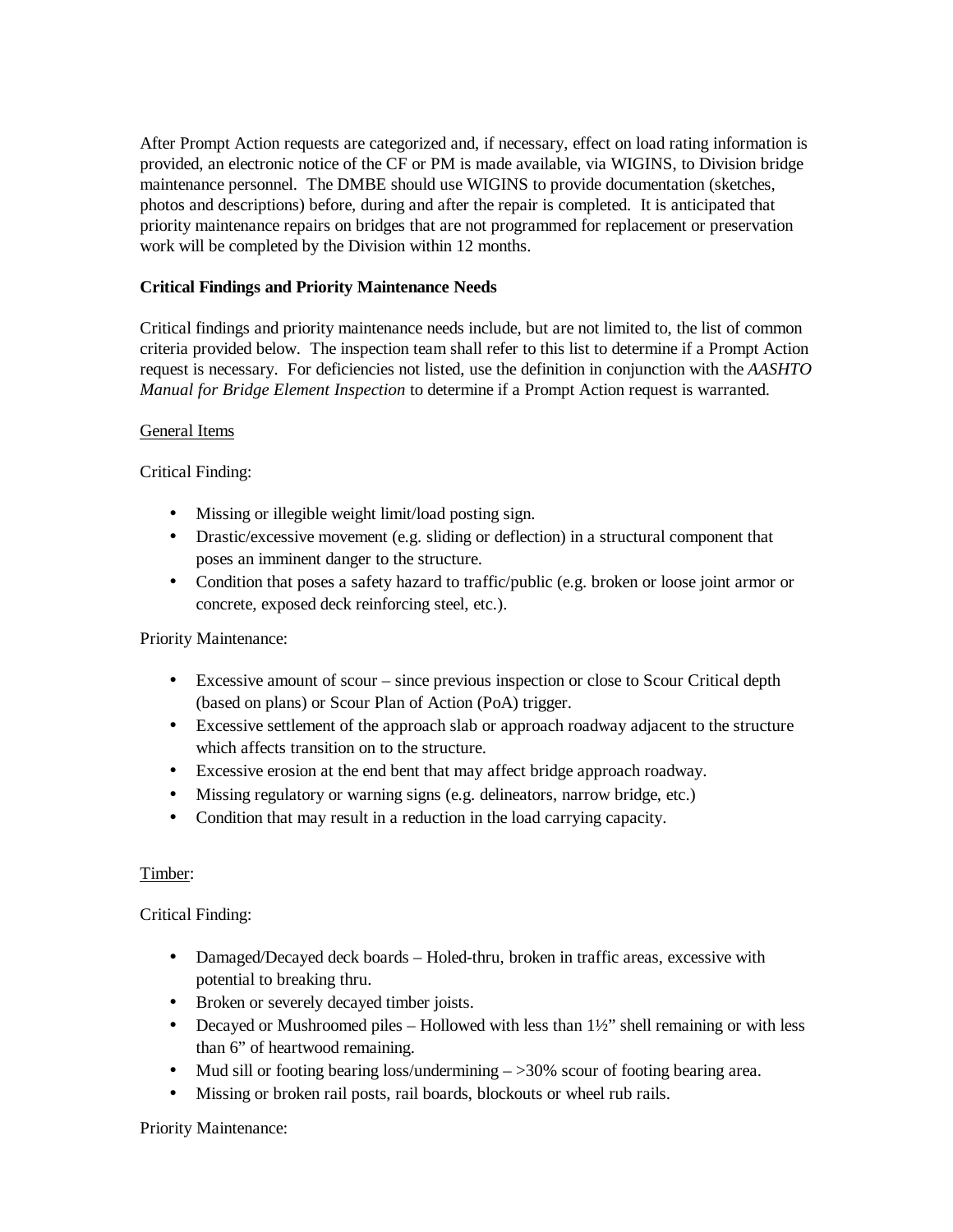After Prompt Action requests are categorized and, if necessary, effect on load rating information is provided, an electronic notice of the CF or PM is made available, via WIGINS, to Division bridge maintenance personnel. The DMBE should use WIGINS to provide documentation (sketches, photos and descriptions) before, during and after the repair is completed. It is anticipated that priority maintenance repairs on bridges that are not programmed for replacement or preservation work will be completed by the Division within 12 months.

**Critical Findings and Priority Maintenance Needs**

Critical findings and priority maintenance needs include, but are not limited to, the list of common criteria provided below. The inspection team shall refer to this list to determine if a Prompt Action request is necessary. For deficiencies not listed, use the definition in conjunction with the *AASHTO Manual for Bridge Element Inspection* to determine if a Prompt Action request is warranted.

General Items

Critical Finding:

- Missing or illegible weight limit/load posting sign.
- Drastic/excessive movement (e.g. sliding or deflection) in a structural component that poses an imminent danger to the structure.
- Condition that poses a safety hazard to traffic/public (e.g. broken or loose joint armor or concrete, exposed deck reinforcing steel, etc.).

Priority Maintenance:

- Excessive amount of scour – since previous inspection or close to Scour Critical depth (based on plans) or Scour Plan of Action (PoA) trigger.
- Excessive settlement of the approach slab or approach roadway adjacent to the structure which affects transition on to the structure.
- Excessive erosion at the end bent that may affect bridge approach roadway.
- Missing regulatory or warning signs (e.g. delineators, narrow bridge, etc.)
- Condition that may result in a reduction in the load carrying capacity.

Timber:

Critical Finding:

- Damaged/Decayed deck boards – Holed-thru, broken in traffic areas, excessive with potential to breaking thru.
- Broken or severely decayed timber joists.
- Decayed or Mushroomed piles – Hollowed with less than 1½" shell remaining or with less than 6" of heartwood remaining.
- Mud sill or footing bearing loss/undermining – >30% scour of footing bearing area.
- Missing or broken rail posts, rail boards, blockouts or wheel rub rails.

Priority Maintenance: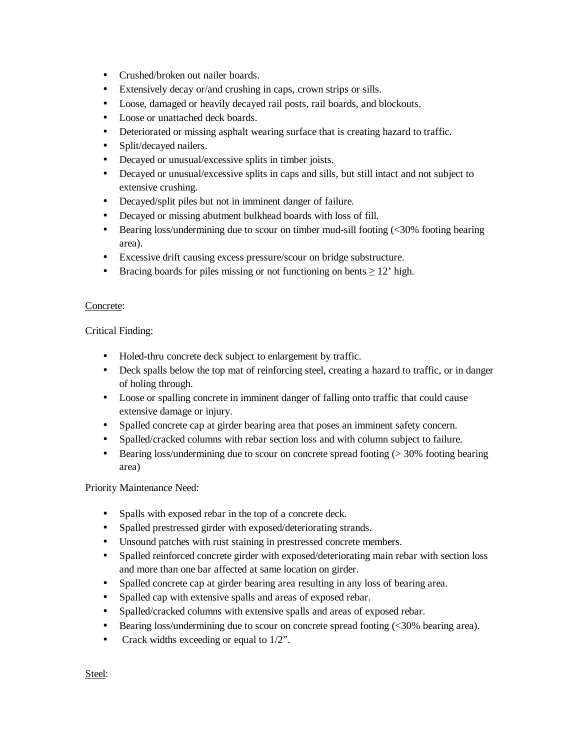- Crushed/broken out nailer boards.
- Extensively decay or/and crushing in caps, crown strips or sills.
- Loose, damaged or heavily decayed rail posts, rail boards, and blockouts.
- Loose or unattached deck boards.
- Deteriorated or missing asphalt wearing surface that is creating hazard to traffic.
- Split/decayed nailers.
- Decayed or unusual/excessive splits in timber joists.
- Decayed or unusual/excessive splits in caps and sills, but still intact and not subject to extensive crushing.
- Decayed/split piles but not in imminent danger of failure.
- Decayed or missing abutment bulkhead boards with loss of fill.
- Bearing loss/undermining due to scour on timber mud-sill footing (<30% footing bearing area).
- Excessive drift causing excess pressure/scour on bridge substructure.
- Bracing boards for piles missing or not functioning on bents ≥ 12' high.

<u>Concrete</u>:

Critical Finding:

- Holed-thru concrete deck subject to enlargement by traffic.
- Deck spalls below the top mat of reinforcing steel, creating a hazard to traffic, or in danger of holing through.
- Loose or spalling concrete in imminent danger of falling onto traffic that could cause extensive damage or injury.
- Spalled concrete cap at girder bearing area that poses an imminent safety concern.
- Spalled/cracked columns with rebar section loss and with column subject to failure.
- Bearing loss/undermining due to scour on concrete spread footing (> 30% footing bearing area)

Priority Maintenance Need:

- Spalls with exposed rebar in the top of a concrete deck.
- Spalled prestressed girder with exposed/deteriorating strands.
- Unsound patches with rust staining in prestressed concrete members.
- Spalled reinforced concrete girder with exposed/deteriorating main rebar with section loss and more than one bar affected at same location on girder.
- Spalled concrete cap at girder bearing area resulting in any loss of bearing area.
- Spalled cap with extensive spalls and areas of exposed rebar.
- Spalled/cracked columns with extensive spalls and areas of exposed rebar.
- Bearing loss/undermining due to scour on concrete spread footing (<30% bearing area).
- Crack widths exceeding or equal to 1/2".

<u>Steel</u>: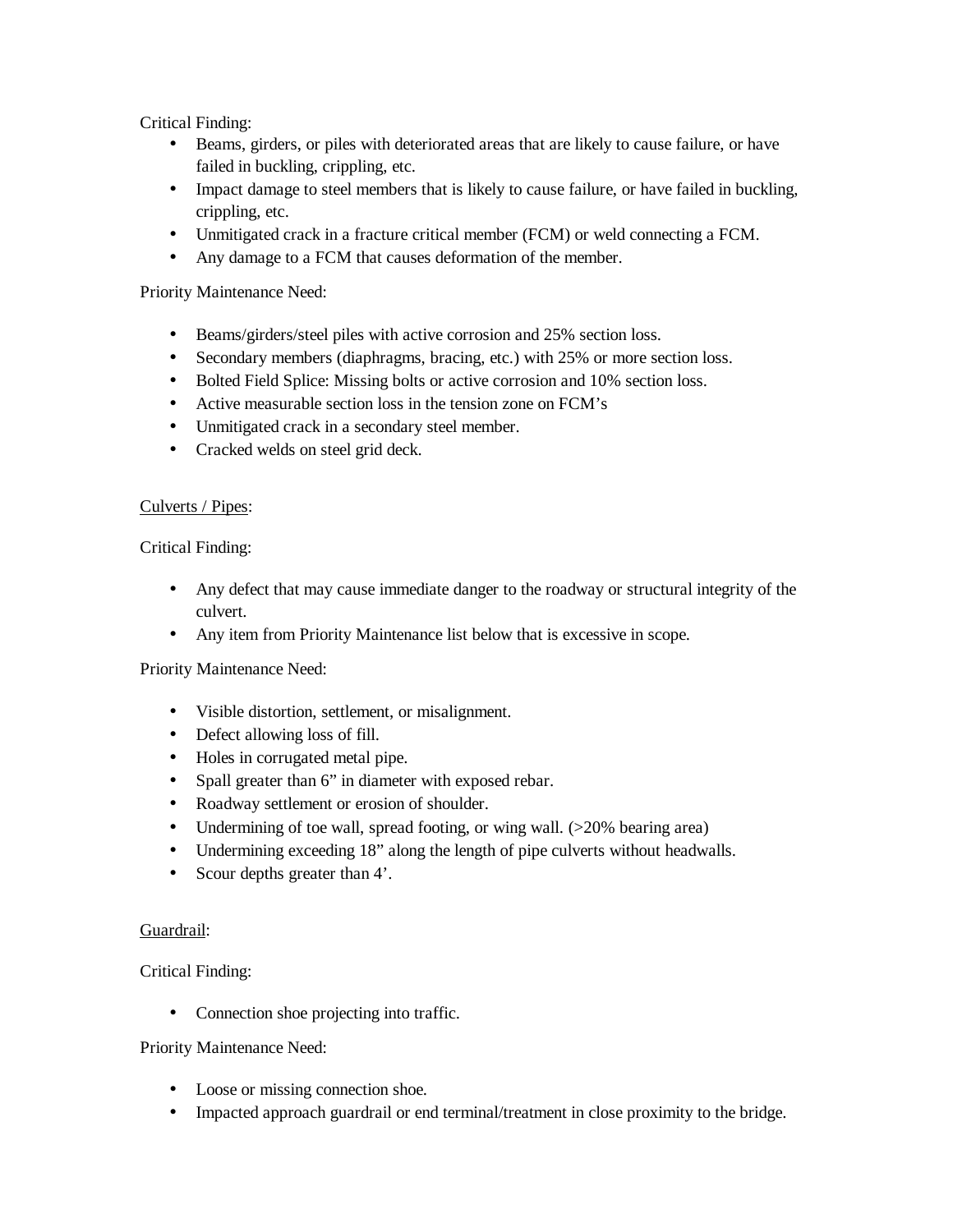Critical Finding:

- Beams, girders, or piles with deteriorated areas that are likely to cause failure, or have failed in buckling, crippling, etc.
- Impact damage to steel members that is likely to cause failure, or have failed in buckling, crippling, etc.
- Unmitigated crack in a fracture critical member (FCM) or weld connecting a FCM.
- Any damage to a FCM that causes deformation of the member.

Priority Maintenance Need:

- Beams/girders/steel piles with active corrosion and 25% section loss.
- Secondary members (diaphragms, bracing, etc.) with 25% or more section loss.
- Bolted Field Splice: Missing bolts or active corrosion and 10% section loss.
- Active measurable section loss in the tension zone on FCM's
- Unmitigated crack in a secondary steel member.
- Cracked welds on steel grid deck.

<u>Culverts / Pipes</u>:

Critical Finding:

- Any defect that may cause immediate danger to the roadway or structural integrity of the culvert.
- Any item from Priority Maintenance list below that is excessive in scope.

Priority Maintenance Need:

- Visible distortion, settlement, or misalignment.
- Defect allowing loss of fill.
- Holes in corrugated metal pipe.
- Spall greater than 6" in diameter with exposed rebar.
- Roadway settlement or erosion of shoulder.
- Undermining of toe wall, spread footing, or wing wall. (>20% bearing area)
- Undermining exceeding 18" along the length of pipe culverts without headwalls.
- Scour depths greater than 4'.

<u>Guardrail</u>:

Critical Finding:

- Connection shoe projecting into traffic.

Priority Maintenance Need:

- Loose or missing connection shoe.
- Impacted approach guardrail or end terminal/treatment in close proximity to the bridge.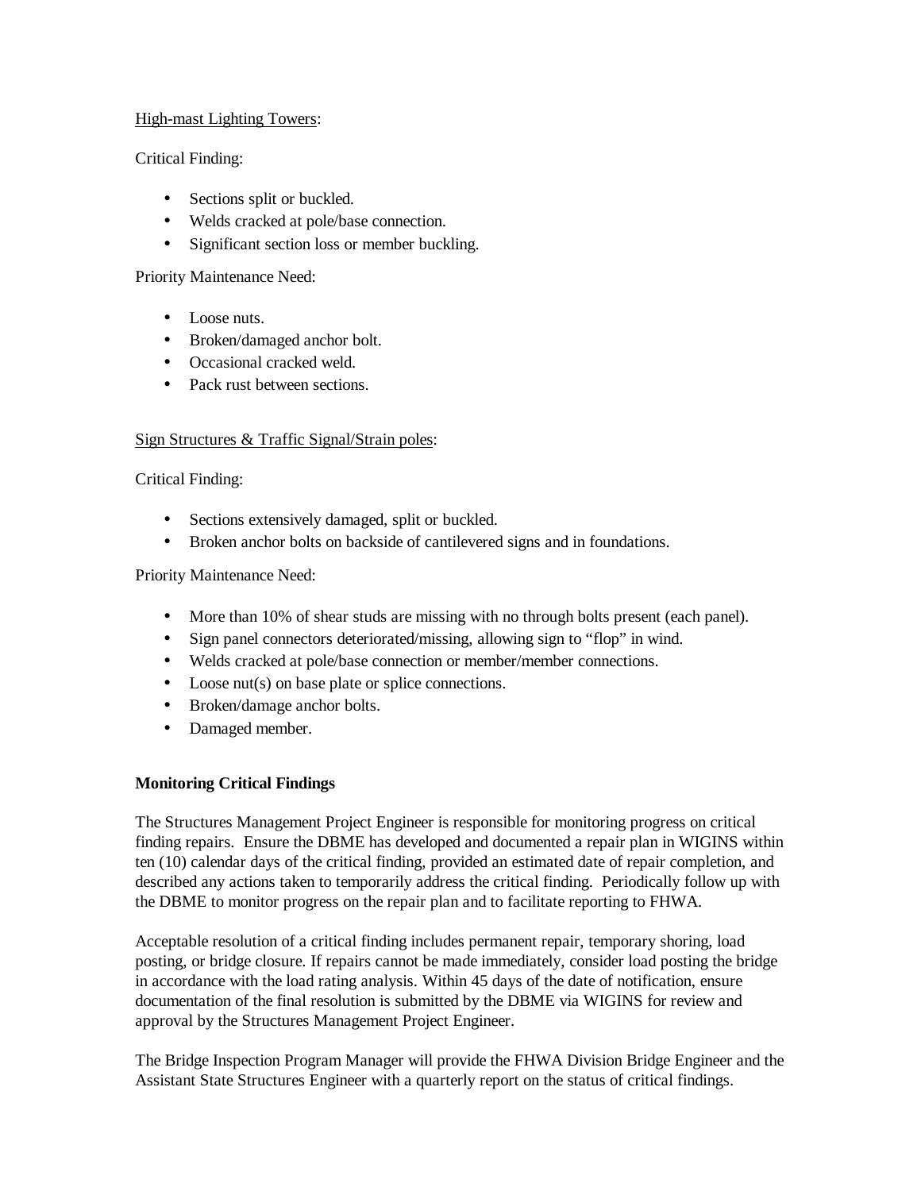High-mast Lighting Towers:

Critical Finding:

- Sections split or buckled.
- Welds cracked at pole/base connection.
- Significant section loss or member buckling.

Priority Maintenance Need:

- Loose nuts.
- Broken/damaged anchor bolt.
- Occasional cracked weld.
- Pack rust between sections.

Sign Structures & Traffic Signal/Strain poles:

Critical Finding:

- Sections extensively damaged, split or buckled.
- Broken anchor bolts on backside of cantilevered signs and in foundations.

Priority Maintenance Need:

- More than 10% of shear studs are missing with no through bolts present (each panel).
- Sign panel connectors deteriorated/missing, allowing sign to "flop" in wind.
- Welds cracked at pole/base connection or member/member connections.
- Loose nut(s) on base plate or splice connections.
- Broken/damage anchor bolts.
- Damaged member.

**Monitoring Critical Findings**

The Structures Management Project Engineer is responsible for monitoring progress on critical finding repairs. Ensure the DBME has developed and documented a repair plan in WIGINS within ten (10) calendar days of the critical finding, provided an estimated date of repair completion, and described any actions taken to temporarily address the critical finding. Periodically follow up with the DBME to monitor progress on the repair plan and to facilitate reporting to FHWA.

Acceptable resolution of a critical finding includes permanent repair, temporary shoring, load posting, or bridge closure. If repairs cannot be made immediately, consider load posting the bridge in accordance with the load rating analysis. Within 45 days of the date of notification, ensure documentation of the final resolution is submitted by the DBME via WIGINS for review and approval by the Structures Management Project Engineer.

The Bridge Inspection Program Manager will provide the FHWA Division Bridge Engineer and the Assistant State Structures Engineer with a quarterly report on the status of critical findings.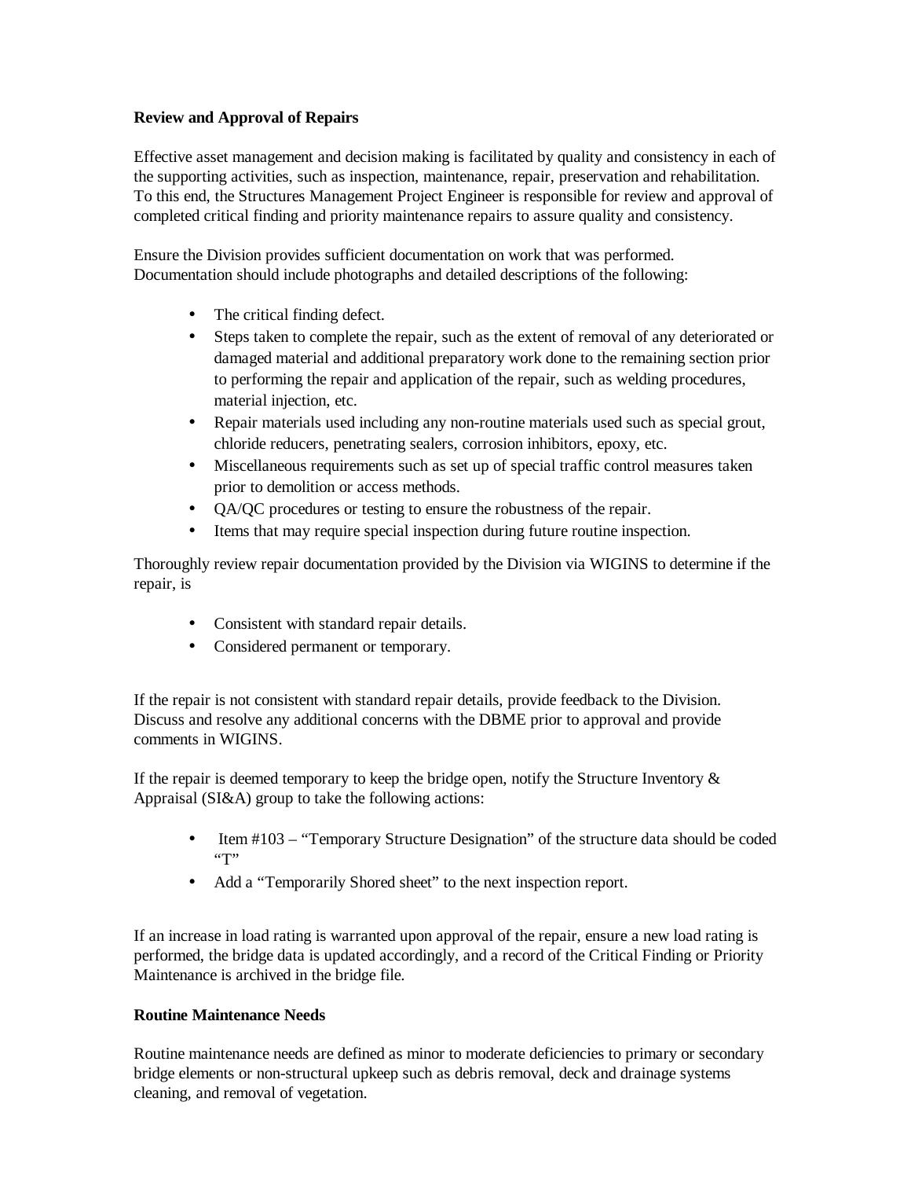**Review and Approval of Repairs**

Effective asset management and decision making is facilitated by quality and consistency in each of the supporting activities, such as inspection, maintenance, repair, preservation and rehabilitation. To this end, the Structures Management Project Engineer is responsible for review and approval of completed critical finding and priority maintenance repairs to assure quality and consistency.

Ensure the Division provides sufficient documentation on work that was performed. Documentation should include photographs and detailed descriptions of the following:

- The critical finding defect.
- Steps taken to complete the repair, such as the extent of removal of any deteriorated or damaged material and additional preparatory work done to the remaining section prior to performing the repair and application of the repair, such as welding procedures, material injection, etc.
- Repair materials used including any non-routine materials used such as special grout, chloride reducers, penetrating sealers, corrosion inhibitors, epoxy, etc.
- Miscellaneous requirements such as set up of special traffic control measures taken prior to demolition or access methods.
- QA/QC procedures or testing to ensure the robustness of the repair.
- Items that may require special inspection during future routine inspection.

Thoroughly review repair documentation provided by the Division via WIGINS to determine if the repair, is

- Consistent with standard repair details.
- Considered permanent or temporary.

If the repair is not consistent with standard repair details, provide feedback to the Division. Discuss and resolve any additional concerns with the DBME prior to approval and provide comments in WIGINS.

If the repair is deemed temporary to keep the bridge open, notify the Structure Inventory & Appraisal (SI&A) group to take the following actions:

- Item #103 – "Temporary Structure Designation" of the structure data should be coded "T"
- Add a "Temporarily Shored sheet" to the next inspection report.

If an increase in load rating is warranted upon approval of the repair, ensure a new load rating is performed, the bridge data is updated accordingly, and a record of the Critical Finding or Priority Maintenance is archived in the bridge file.

**Routine Maintenance Needs**

Routine maintenance needs are defined as minor to moderate deficiencies to primary or secondary bridge elements or non-structural upkeep such as debris removal, deck and drainage systems cleaning, and removal of vegetation.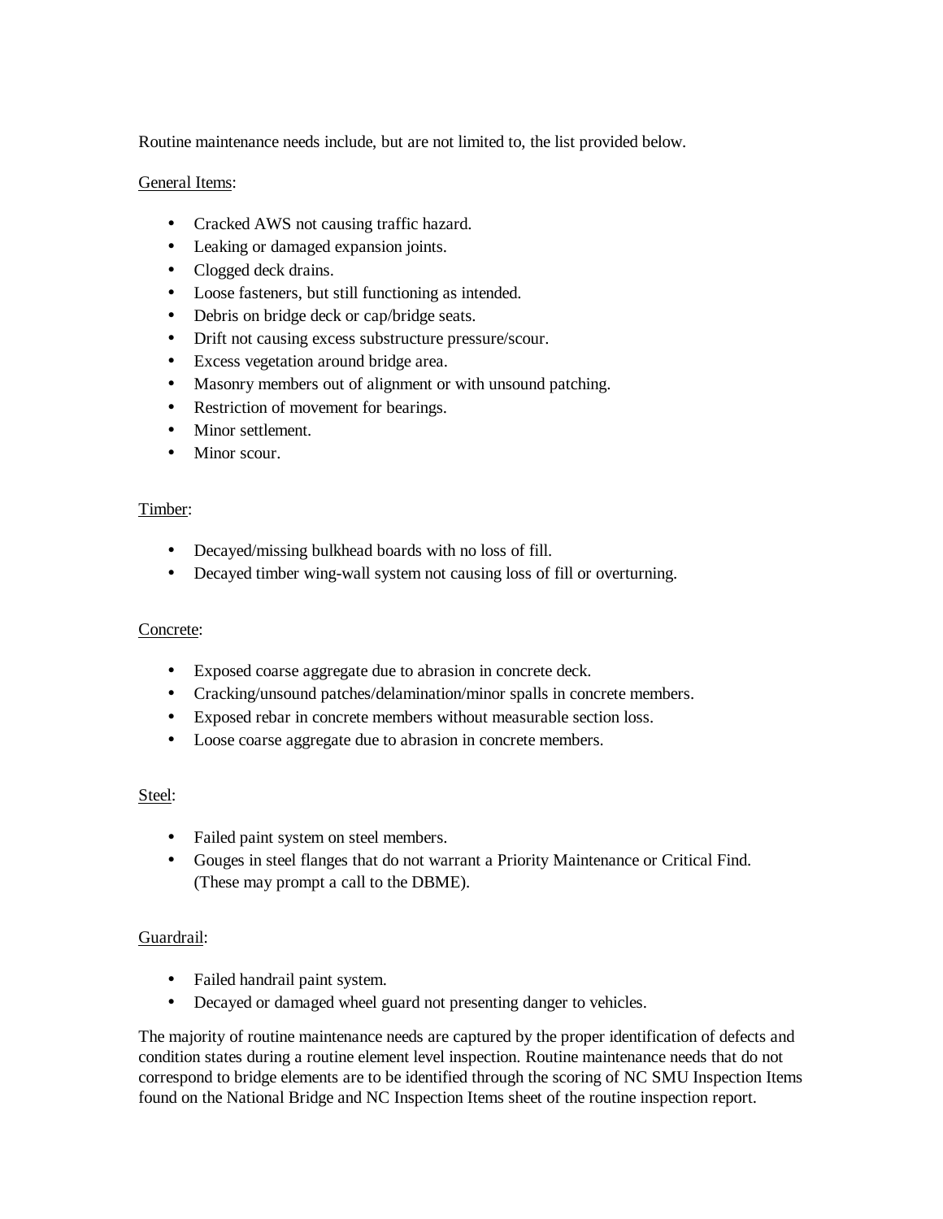Routine maintenance needs include, but are not limited to, the list provided below.

General Items:

- Cracked AWS not causing traffic hazard.
- Leaking or damaged expansion joints.
- Clogged deck drains.
- Loose fasteners, but still functioning as intended.
- Debris on bridge deck or cap/bridge seats.
- Drift not causing excess substructure pressure/scour.
- Excess vegetation around bridge area.
- Masonry members out of alignment or with unsound patching.
- Restriction of movement for bearings.
- Minor settlement.
- Minor scour.

Timber:

- Decayed/missing bulkhead boards with no loss of fill.
- Decayed timber wing-wall system not causing loss of fill or overturning.

Concrete:

- Exposed coarse aggregate due to abrasion in concrete deck.
- Cracking/unsound patches/delamination/minor spalls in concrete members.
- Exposed rebar in concrete members without measurable section loss.
- Loose coarse aggregate due to abrasion in concrete members.

Steel:

- Failed paint system on steel members.
- Gouges in steel flanges that do not warrant a Priority Maintenance or Critical Find. (These may prompt a call to the DBME).

Guardrail:

- Failed handrail paint system.
- Decayed or damaged wheel guard not presenting danger to vehicles.

The majority of routine maintenance needs are captured by the proper identification of defects and condition states during a routine element level inspection. Routine maintenance needs that do not correspond to bridge elements are to be identified through the scoring of NC SMU Inspection Items found on the National Bridge and NC Inspection Items sheet of the routine inspection report.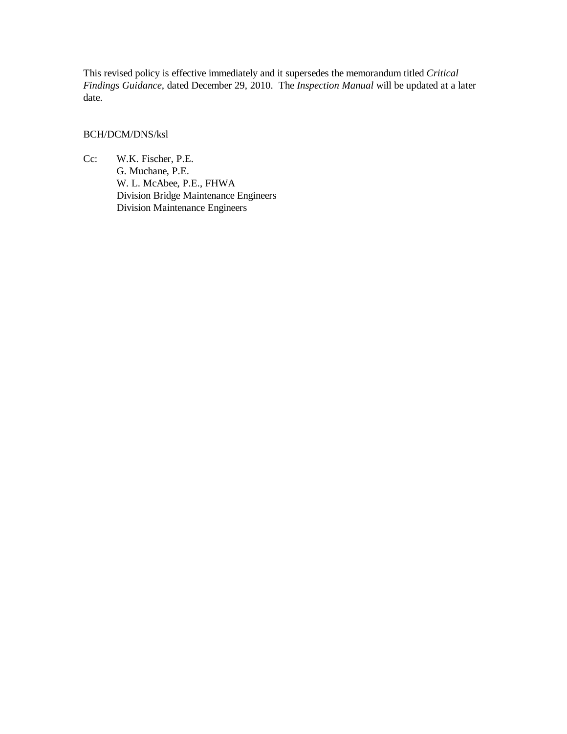This revised policy is effective immediately and it supersedes the memorandum titled *Critical Findings Guidance*, dated December 29, 2010. The *Inspection Manual* will be updated at a later date.

BCH/DCM/DNS/ksl

Cc: W.K. Fischer, P.E.
G. Muchane, P.E.
W. L. McAbee, P.E., FHWA
Division Bridge Maintenance Engineers
Division Maintenance Engineers